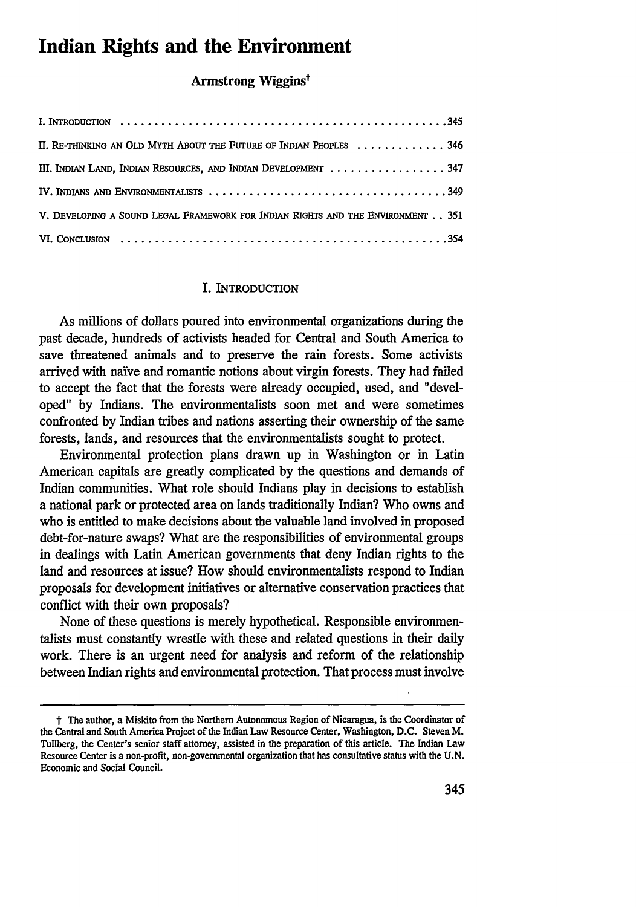# Indian Rights and the Environment

**Armstrong Wiggins**†

| | |
|---|---|
| I. INTRODUCTION | 345 |
| II. RE-THINKING AN OLD MYTH ABOUT THE FUTURE OF INDIAN PEOPLES | 346 |
| III. INDIAN LAND, INDIAN RESOURCES, AND INDIAN DEVELOPMENT | 347 |
| IV. INDIANS AND ENVIRONMENTALISTS | 349 |
| V. DEVELOPING A SOUND LEGAL FRAMEWORK FOR INDIAN RIGHTS AND THE ENVIRONMENT | 351 |
| VI. CONCLUSION | 354 |

## I. INTRODUCTION

As millions of dollars poured into environmental organizations during the past decade, hundreds of activists headed for Central and South America to save threatened animals and to preserve the rain forests. Some activists arrived with naïve and romantic notions about virgin forests. They had failed to accept the fact that the forests were already occupied, used, and "developed" by Indians. The environmentalists soon met and were sometimes confronted by Indian tribes and nations asserting their ownership of the same forests, lands, and resources that the environmentalists sought to protect.

Environmental protection plans drawn up in Washington or in Latin American capitals are greatly complicated by the questions and demands of Indian communities. What role should Indians play in decisions to establish a national park or protected area on lands traditionally Indian? Who owns and who is entitled to make decisions about the valuable land involved in proposed debt-for-nature swaps? What are the responsibilities of environmental groups in dealings with Latin American governments that deny Indian rights to the land and resources at issue? How should environmentalists respond to Indian proposals for development initiatives or alternative conservation practices that conflict with their own proposals?

None of these questions is merely hypothetical. Responsible environmentalists must constantly wrestle with these and related questions in their daily work. There is an urgent need for analysis and reform of the relationship between Indian rights and environmental protection. That process must involve

† The author, a Miskito from the Northern Autonomous Region of Nicaragua, is the Coordinator of the Central and South America Project of the Indian Law Resource Center, Washington, D.C. Steven M. Tullberg, the Center's senior staff attorney, assisted in the preparation of this article. The Indian Law Resource Center is a non-profit, non-governmental organization that has consultative status with the U.N. Economic and Social Council.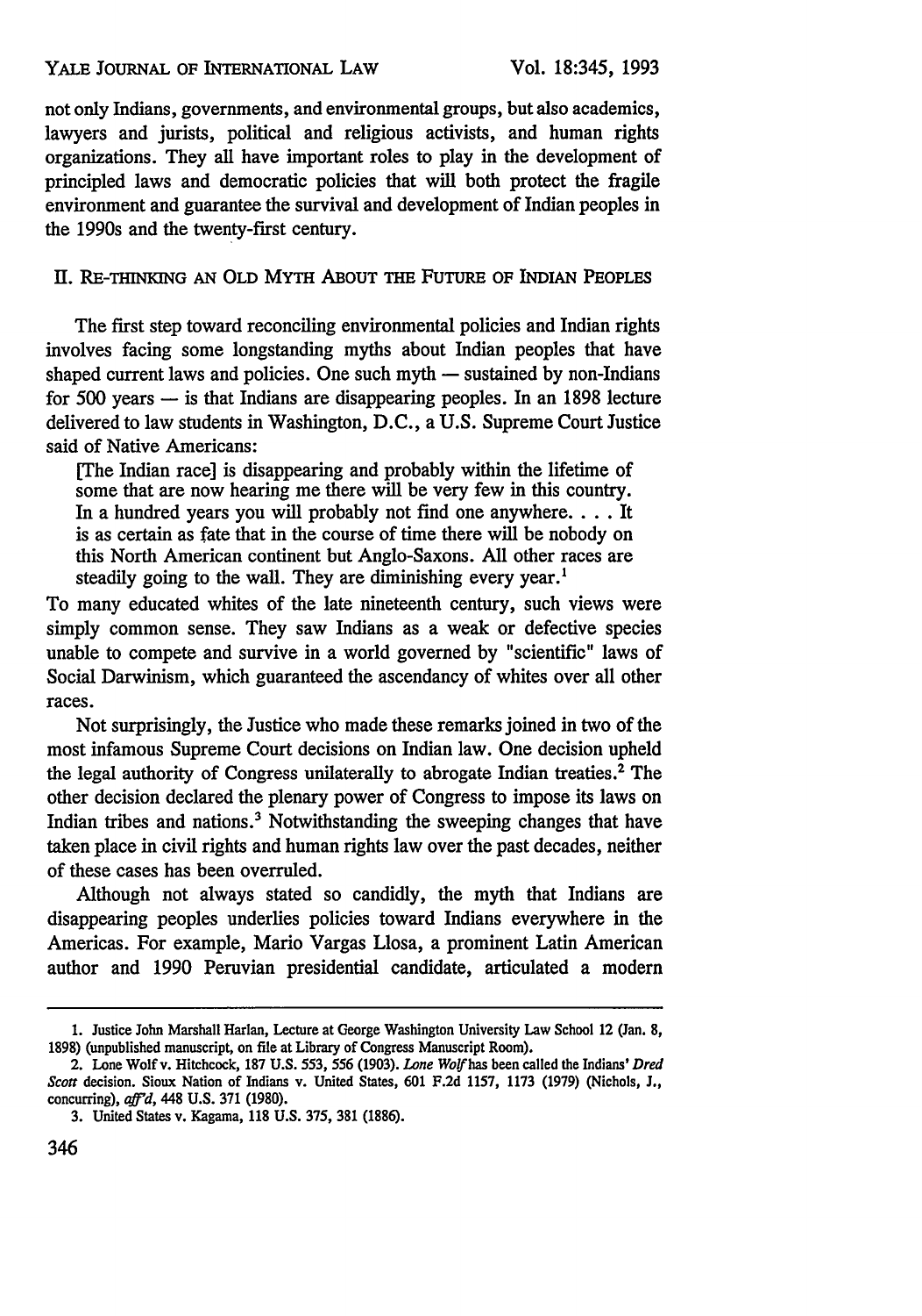not only Indians, governments, and environmental groups, but also academics, lawyers and jurists, political and religious activists, and human rights organizations. They all have important roles to play in the development of principled laws and democratic policies that will both protect the fragile environment and guarantee the survival and development of Indian peoples in the 1990s and the twenty-first century.

## II. Re-thinking an Old Myth About the Future of Indian Peoples

The first step toward reconciling environmental policies and Indian rights involves facing some longstanding myths about Indian peoples that have shaped current laws and policies. One such myth — sustained by non-Indians for 500 years — is that Indians are disappearing peoples. In an 1898 lecture delivered to law students in Washington, D.C., a U.S. Supreme Court Justice said of Native Americans:

> [The Indian race] is disappearing and probably within the lifetime of some that are now hearing me there will be very few in this country. In a hundred years you will probably not find one anywhere. . . . It is as certain as fate that in the course of time there will be nobody on this North American continent but Anglo-Saxons. All other races are steadily going to the wall. They are diminishing every year.[1]

To many educated whites of the late nineteenth century, such views were simply common sense. They saw Indians as a weak or defective species unable to compete and survive in a world governed by "scientific" laws of Social Darwinism, which guaranteed the ascendancy of whites over all other races.

Not surprisingly, the Justice who made these remarks joined in two of the most infamous Supreme Court decisions on Indian law. One decision upheld the legal authority of Congress unilaterally to abrogate Indian treaties.[2] The other decision declared the plenary power of Congress to impose its laws on Indian tribes and nations.[3] Notwithstanding the sweeping changes that have taken place in civil rights and human rights law over the past decades, neither of these cases has been overruled.

Although not always stated so candidly, the myth that Indians are disappearing peoples underlies policies toward Indians everywhere in the Americas. For example, Mario Vargas Llosa, a prominent Latin American author and 1990 Peruvian presidential candidate, articulated a modern

---

1. Justice John Marshall Harlan, Lecture at George Washington University Law School 12 (Jan. 8, 1898) (unpublished manuscript, on file at Library of Congress Manuscript Room).

2. Lone Wolf v. Hitchcock, 187 U.S. 553, 556 (1903). *Lone Wolf* has been called the Indians' *Dred Scott* decision. Sioux Nation of Indians v. United States, 601 F.2d 1157, 1173 (1979) (Nichols, J., concurring), *aff'd*, 448 U.S. 371 (1980).

3. United States v. Kagama, 118 U.S. 375, 381 (1886).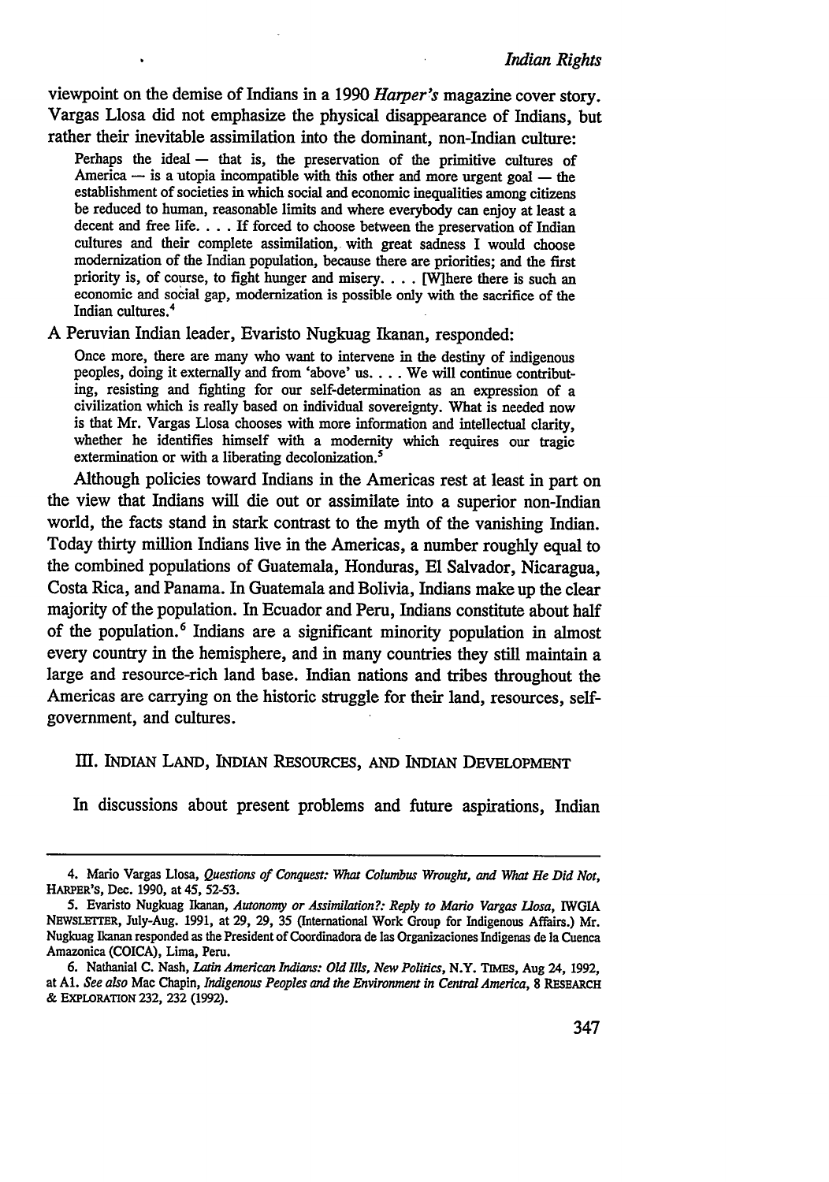viewpoint on the demise of Indians in a 1990 *Harper's* magazine cover story. Vargas Llosa did not emphasize the physical disappearance of Indians, but rather their inevitable assimilation into the dominant, non-Indian culture:

> Perhaps the ideal — that is, the preservation of the primitive cultures of America — is a utopia incompatible with this other and more urgent goal — the establishment of societies in which social and economic inequalities among citizens be reduced to human, reasonable limits and where everybody can enjoy at least a decent and free life. . . . If forced to choose between the preservation of Indian cultures and their complete assimilation, with great sadness I would choose modernization of the Indian population, because there are priorities; and the first priority is, of course, to fight hunger and misery. . . . [W]here there is such an economic and social gap, modernization is possible only with the sacrifice of the Indian cultures.[4]

A Peruvian Indian leader, Evaristo Nugkuag Ikanan, responded:

> Once more, there are many who want to intervene in the destiny of indigenous peoples, doing it externally and from 'above' us. . . . We will continue contributing, resisting and fighting for our self-determination as an expression of a civilization which is really based on individual sovereignty. What is needed now is that Mr. Vargas Llosa chooses with more information and intellectual clarity, whether he identifies himself with a modernity which requires our tragic extermination or with a liberating decolonization.[5]

Although policies toward Indians in the Americas rest at least in part on the view that Indians will die out or assimilate into a superior non-Indian world, the facts stand in stark contrast to the myth of the vanishing Indian. Today thirty million Indians live in the Americas, a number roughly equal to the combined populations of Guatemala, Honduras, El Salvador, Nicaragua, Costa Rica, and Panama. In Guatemala and Bolivia, Indians make up the clear majority of the population. In Ecuador and Peru, Indians constitute about half of the population.[6] Indians are a significant minority population in almost every country in the hemisphere, and in many countries they still maintain a large and resource-rich land base. Indian nations and tribes throughout the Americas are carrying on the historic struggle for their land, resources, self-government, and cultures.

## III. Indian Land, Indian Resources, and Indian Development

In discussions about present problems and future aspirations, Indian

---

4. Mario Vargas Llosa, *Questions of Conquest: What Columbus Wrought, and What He Did Not*, HARPER'S, Dec. 1990, at 45, 52-53.

5. Evaristo Nugkuag Ikanan, *Autonomy or Assimilation?: Reply to Mario Vargas Llosa*, IWGIA NEWSLETTER, July-Aug. 1991, at 29, 29, 35 (International Work Group for Indigenous Affairs.) Mr. Nugkuag Ikanan responded as the President of Coordinadora de las Organizaciones Indigenas de la Cuenca Amazonica (COICA), Lima, Peru.

6. Nathanial C. Nash, *Latin American Indians: Old Ills, New Politics*, N.Y. TIMES, Aug 24, 1992, at A1. *See also* Mac Chapin, *Indigenous Peoples and the Environment in Central America*, 8 RESEARCH & EXPLORATION 232, 232 (1992).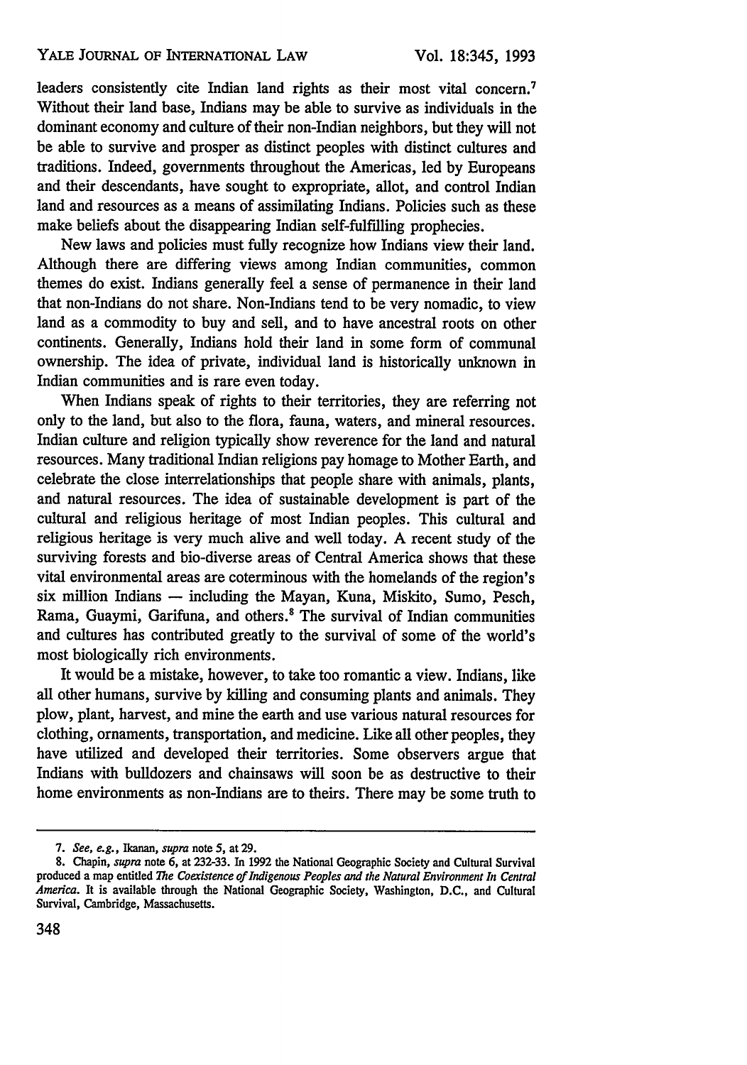leaders consistently cite Indian land rights as their most vital concern.[7] Without their land base, Indians may be able to survive as individuals in the dominant economy and culture of their non-Indian neighbors, but they will not be able to survive and prosper as distinct peoples with distinct cultures and traditions. Indeed, governments throughout the Americas, led by Europeans and their descendants, have sought to expropriate, allot, and control Indian land and resources as a means of assimilating Indians. Policies such as these make beliefs about the disappearing Indian self-fulfilling prophecies.

New laws and policies must fully recognize how Indians view their land. Although there are differing views among Indian communities, common themes do exist. Indians generally feel a sense of permanence in their land that non-Indians do not share. Non-Indians tend to be very nomadic, to view land as a commodity to buy and sell, and to have ancestral roots on other continents. Generally, Indians hold their land in some form of communal ownership. The idea of private, individual land is historically unknown in Indian communities and is rare even today.

When Indians speak of rights to their territories, they are referring not only to the land, but also to the flora, fauna, waters, and mineral resources. Indian culture and religion typically show reverence for the land and natural resources. Many traditional Indian religions pay homage to Mother Earth, and celebrate the close interrelationships that people share with animals, plants, and natural resources. The idea of sustainable development is part of the cultural and religious heritage of most Indian peoples. This cultural and religious heritage is very much alive and well today. A recent study of the surviving forests and bio-diverse areas of Central America shows that these vital environmental areas are coterminous with the homelands of the region's six million Indians — including the Mayan, Kuna, Miskito, Sumo, Pesch, Rama, Guaymi, Garifuna, and others.[8] The survival of Indian communities and cultures has contributed greatly to the survival of some of the world's most biologically rich environments.

It would be a mistake, however, to take too romantic a view. Indians, like all other humans, survive by killing and consuming plants and animals. They plow, plant, harvest, and mine the earth and use various natural resources for clothing, ornaments, transportation, and medicine. Like all other peoples, they have utilized and developed their territories. Some observers argue that Indians with bulldozers and chainsaws will soon be as destructive to their home environments as non-Indians are to theirs. There may be some truth to

---

7. *See, e.g.*, Ikanan, *supra* note 5, at 29.

8. Chapin, *supra* note 6, at 232-33. In 1992 the National Geographic Society and Cultural Survival produced a map entitled *The Coexistence of Indigenous Peoples and the Natural Environment In Central America*. It is available through the National Geographic Society, Washington, D.C., and Cultural Survival, Cambridge, Massachusetts.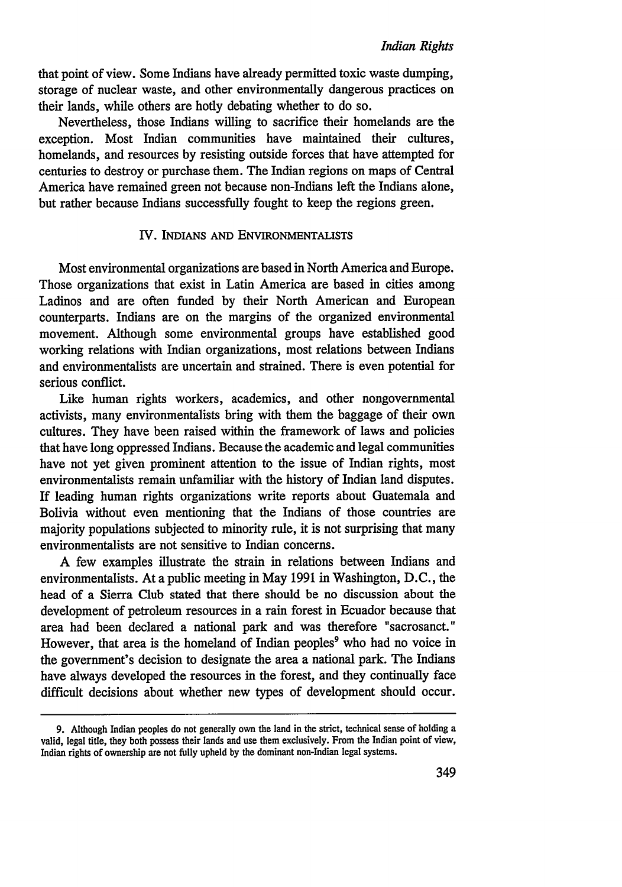that point of view. Some Indians have already permitted toxic waste dumping, storage of nuclear waste, and other environmentally dangerous practices on their lands, while others are hotly debating whether to do so.

Nevertheless, those Indians willing to sacrifice their homelands are the exception. Most Indian communities have maintained their cultures, homelands, and resources by resisting outside forces that have attempted for centuries to destroy or purchase them. The Indian regions on maps of Central America have remained green not because non-Indians left the Indians alone, but rather because Indians successfully fought to keep the regions green.

## IV. Indians and Environmentalists

Most environmental organizations are based in North America and Europe. Those organizations that exist in Latin America are based in cities among Ladinos and are often funded by their North American and European counterparts. Indians are on the margins of the organized environmental movement. Although some environmental groups have established good working relations with Indian organizations, most relations between Indians and environmentalists are uncertain and strained. There is even potential for serious conflict.

Like human rights workers, academics, and other nongovernmental activists, many environmentalists bring with them the baggage of their own cultures. They have been raised within the framework of laws and policies that have long oppressed Indians. Because the academic and legal communities have not yet given prominent attention to the issue of Indian rights, most environmentalists remain unfamiliar with the history of Indian land disputes. If leading human rights organizations write reports about Guatemala and Bolivia without even mentioning that the Indians of those countries are majority populations subjected to minority rule, it is not surprising that many environmentalists are not sensitive to Indian concerns.

A few examples illustrate the strain in relations between Indians and environmentalists. At a public meeting in May 1991 in Washington, D.C., the head of a Sierra Club stated that there should be no discussion about the development of petroleum resources in a rain forest in Ecuador because that area had been declared a national park and was therefore "sacrosanct." However, that area is the homeland of Indian peoples[9] who had no voice in the government's decision to designate the area a national park. The Indians have always developed the resources in the forest, and they continually face difficult decisions about whether new types of development should occur.

---

9. Although Indian peoples do not generally own the land in the strict, technical sense of holding a valid, legal title, they both possess their lands and use them exclusively. From the Indian point of view, Indian rights of ownership are not fully upheld by the dominant non-Indian legal systems.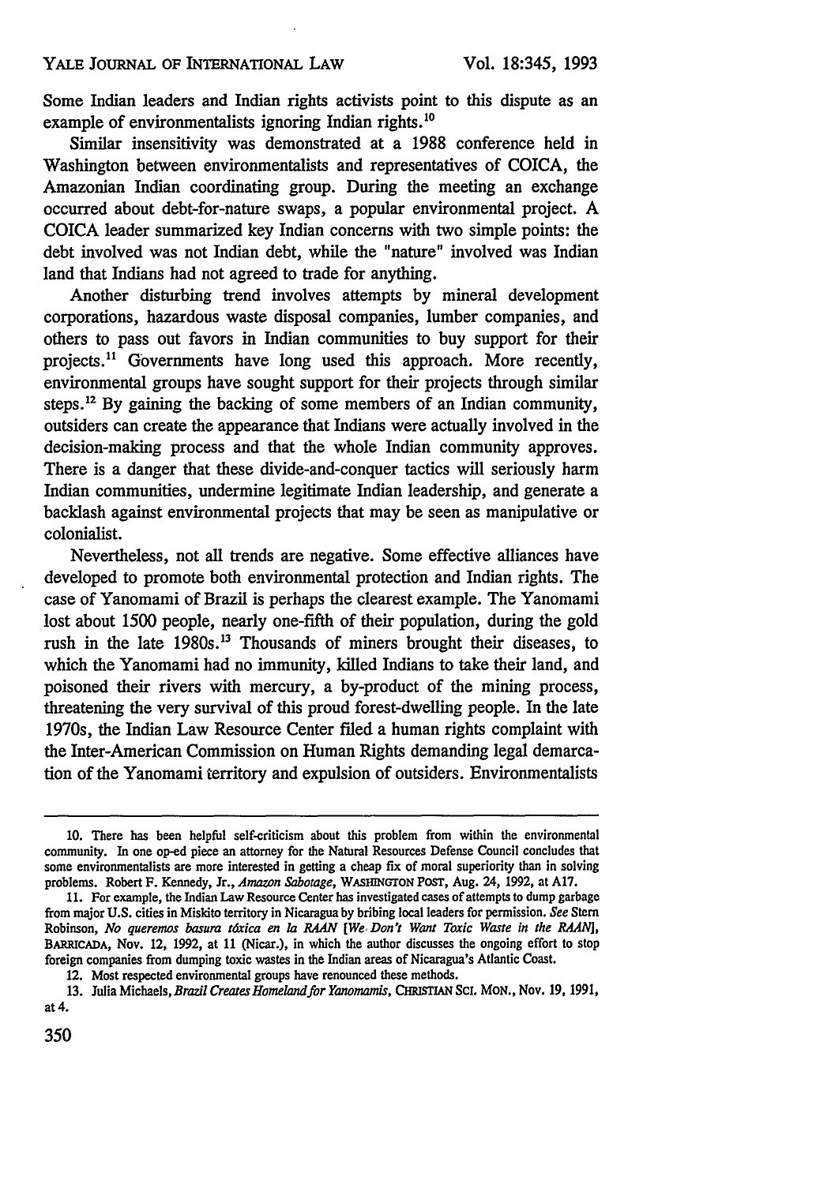Some Indian leaders and Indian rights activists point to this dispute as an example of environmentalists ignoring Indian rights.[10]

Similar insensitivity was demonstrated at a 1988 conference held in Washington between environmentalists and representatives of COICA, the Amazonian Indian coordinating group. During the meeting an exchange occurred about debt-for-nature swaps, a popular environmental project. A COICA leader summarized key Indian concerns with two simple points: the debt involved was not Indian debt, while the "nature" involved was Indian land that Indians had not agreed to trade for anything.

Another disturbing trend involves attempts by mineral development corporations, hazardous waste disposal companies, lumber companies, and others to pass out favors in Indian communities to buy support for their projects.[11] Governments have long used this approach. More recently, environmental groups have sought support for their projects through similar steps.[12] By gaining the backing of some members of an Indian community, outsiders can create the appearance that Indians were actually involved in the decision-making process and that the whole Indian community approves. There is a danger that these divide-and-conquer tactics will seriously harm Indian communities, undermine legitimate Indian leadership, and generate a backlash against environmental projects that may be seen as manipulative or colonialist.

Nevertheless, not all trends are negative. Some effective alliances have developed to promote both environmental protection and Indian rights. The case of Yanomami of Brazil is perhaps the clearest example. The Yanomami lost about 1500 people, nearly one-fifth of their population, during the gold rush in the late 1980s.[13] Thousands of miners brought their diseases, to which the Yanomami had no immunity, killed Indians to take their land, and poisoned their rivers with mercury, a by-product of the mining process, threatening the very survival of this proud forest-dwelling people. In the late 1970s, the Indian Law Resource Center filed a human rights complaint with the Inter-American Commission on Human Rights demanding legal demarcation of the Yanomami territory and expulsion of outsiders. Environmentalists

---

10. There has been helpful self-criticism about this problem from within the environmental community. In one op-ed piece an attorney for the Natural Resources Defense Council concludes that some environmentalists are more interested in getting a cheap fix of moral superiority than in solving problems. Robert F. Kennedy, Jr., *Amazon Sabotage*, WASHINGTON POST, Aug. 24, 1992, at A17.

11. For example, the Indian Law Resource Center has investigated cases of attempts to dump garbage from major U.S. cities in Miskito territory in Nicaragua by bribing local leaders for permission. *See* Stern Robinson, *No queremos basura tóxica en la RAAN [We Don't Want Toxic Waste in the RAAN]*, BARRICADA, Nov. 12, 1992, at 11 (Nicar.), in which the author discusses the ongoing effort to stop foreign companies from dumping toxic wastes in the Indian areas of Nicaragua's Atlantic Coast.

12. Most respected environmental groups have renounced these methods.

13. Julia Michaels, *Brazil Creates Homeland for Yanomamis*, CHRISTIAN SCI. MON., Nov. 19, 1991, at 4.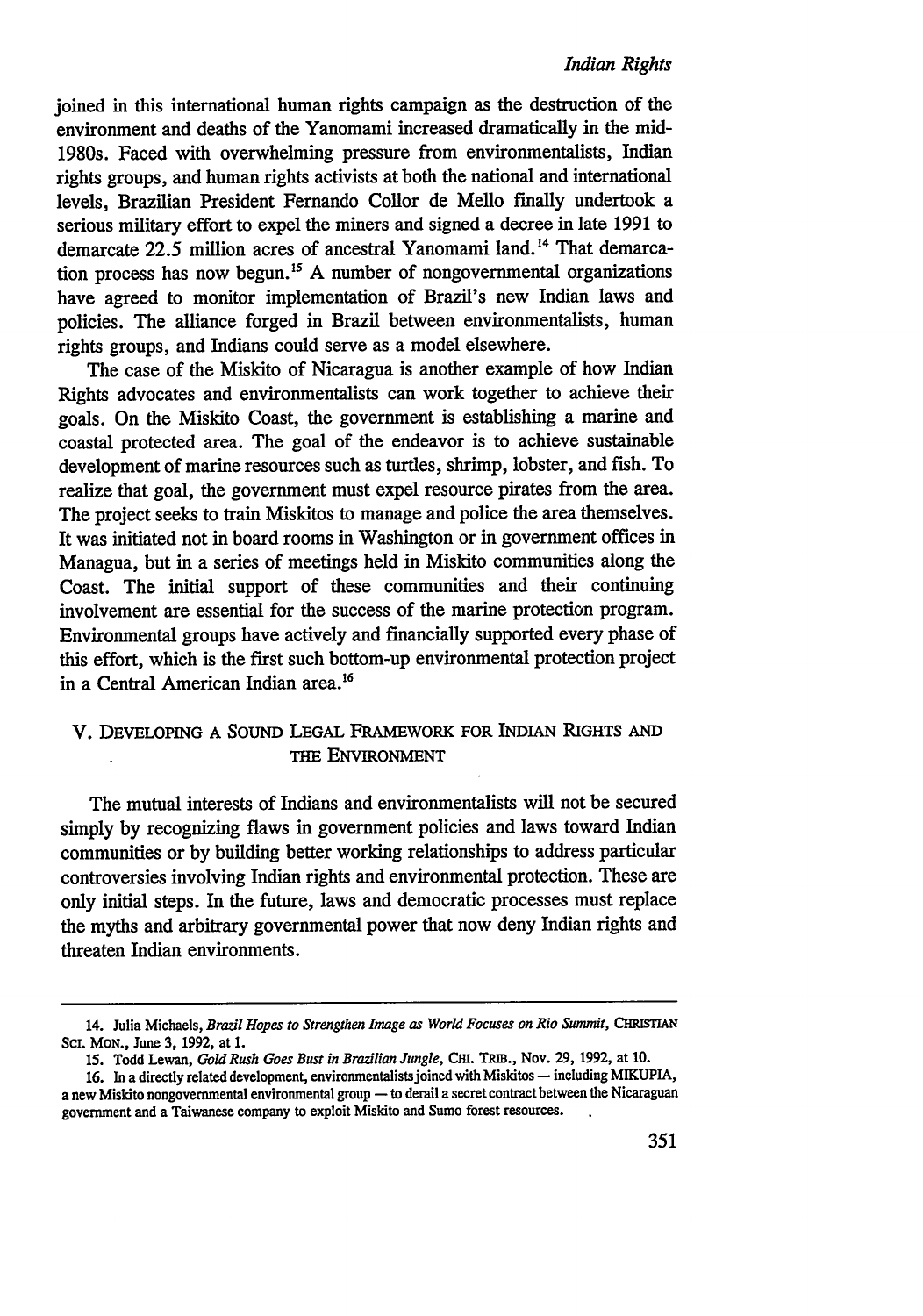joined in this international human rights campaign as the destruction of the environment and deaths of the Yanomami increased dramatically in the mid-1980s. Faced with overwhelming pressure from environmentalists, Indian rights groups, and human rights activists at both the national and international levels, Brazilian President Fernando Collor de Mello finally undertook a serious military effort to expel the miners and signed a decree in late 1991 to demarcate 22.5 million acres of ancestral Yanomami land.[14] That demarcation process has now begun.[15] A number of nongovernmental organizations have agreed to monitor implementation of Brazil's new Indian laws and policies. The alliance forged in Brazil between environmentalists, human rights groups, and Indians could serve as a model elsewhere.

The case of the Miskito of Nicaragua is another example of how Indian Rights advocates and environmentalists can work together to achieve their goals. On the Miskito Coast, the government is establishing a marine and coastal protected area. The goal of the endeavor is to achieve sustainable development of marine resources such as turtles, shrimp, lobster, and fish. To realize that goal, the government must expel resource pirates from the area. The project seeks to train Miskitos to manage and police the area themselves. It was initiated not in board rooms in Washington or in government offices in Managua, but in a series of meetings held in Miskito communities along the Coast. The initial support of these communities and their continuing involvement are essential for the success of the marine protection program. Environmental groups have actively and financially supported every phase of this effort, which is the first such bottom-up environmental protection project in a Central American Indian area.[16]

## V. Developing a Sound Legal Framework for Indian Rights and the Environment

The mutual interests of Indians and environmentalists will not be secured simply by recognizing flaws in government policies and laws toward Indian communities or by building better working relationships to address particular controversies involving Indian rights and environmental protection. These are only initial steps. In the future, laws and democratic processes must replace the myths and arbitrary governmental power that now deny Indian rights and threaten Indian environments.

---

14. Julia Michaels, *Brazil Hopes to Strengthen Image as World Focuses on Rio Summit*, CHRISTIAN SCI. MON., June 3, 1992, at 1.

15. Todd Lewan, *Gold Rush Goes Bust in Brazilian Jungle*, CHI. TRIB., Nov. 29, 1992, at 10.

16. In a directly related development, environmentalists joined with Miskitos — including MIKUPIA, a new Miskito nongovernmental environmental group — to derail a secret contract between the Nicaraguan government and a Taiwanese company to exploit Miskito and Sumo forest resources.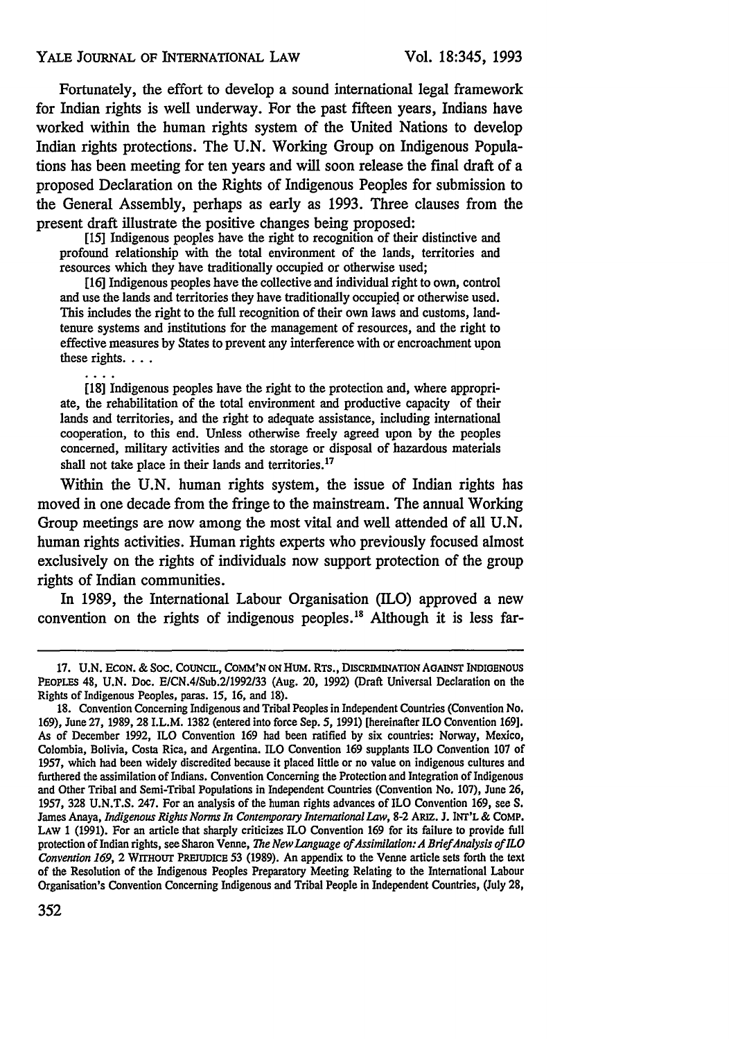Fortunately, the effort to develop a sound international legal framework for Indian rights is well underway. For the past fifteen years, Indians have worked within the human rights system of the United Nations to develop Indian rights protections. The U.N. Working Group on Indigenous Populations has been meeting for ten years and will soon release the final draft of a proposed Declaration on the Rights of Indigenous Peoples for submission to the General Assembly, perhaps as early as 1993. Three clauses from the present draft illustrate the positive changes being proposed:

> [15] Indigenous peoples have the right to recognition of their distinctive and profound relationship with the total environment of the lands, territories and resources which they have traditionally occupied or otherwise used;
>
> [16] Indigenous peoples have the collective and individual right to own, control and use the lands and territories they have traditionally occupied or otherwise used. This includes the right to the full recognition of their own laws and customs, land-tenure systems and institutions for the management of resources, and the right to effective measures by States to prevent any interference with or encroachment upon these rights. . . .
>
> . . . .
>
> [18] Indigenous peoples have the right to the protection and, where appropriate, the rehabilitation of the total environment and productive capacity of their lands and territories, and the right to adequate assistance, including international cooperation, to this end. Unless otherwise freely agreed upon by the peoples concerned, military activities and the storage or disposal of hazardous materials shall not take place in their lands and territories.[17]

Within the U.N. human rights system, the issue of Indian rights has moved in one decade from the fringe to the mainstream. The annual Working Group meetings are now among the most vital and well attended of all U.N. human rights activities. Human rights experts who previously focused almost exclusively on the rights of individuals now support protection of the group rights of Indian communities.

In 1989, the International Labour Organisation (ILO) approved a new convention on the rights of indigenous peoples.[18] Although it is less far-

---

17. U.N. ECON. & SOC. COUNCIL, COMM'N ON HUM. RTS., DISCRIMINATION AGAINST INDIGENOUS PEOPLES 48, U.N. Doc. E/CN.4/Sub.2/1992/33 (Aug. 20, 1992) (Draft Universal Declaration on the Rights of Indigenous Peoples, paras. 15, 16, and 18).

18. Convention Concerning Indigenous and Tribal Peoples in Independent Countries (Convention No. 169), June 27, 1989, 28 I.L.M. 1382 (entered into force Sep. 5, 1991) [hereinafter ILO Convention 169]. As of December 1992, ILO Convention 169 had been ratified by six countries: Norway, Mexico, Colombia, Bolivia, Costa Rica, and Argentina. ILO Convention 169 supplants ILO Convention 107 of 1957, which had been widely discredited because it placed little or no value on indigenous cultures and furthered the assimilation of Indians. Convention Concerning the Protection and Integration of Indigenous and Other Tribal and Semi-Tribal Populations in Independent Countries (Convention No. 107), June 26, 1957, 328 U.N.T.S. 247. For an analysis of the human rights advances of ILO Convention 169, see S. James Anaya, *Indigenous Rights Norms In Contemporary International Law*, 8-2 ARIZ. J. INT'L & COMP. LAW 1 (1991). For an article that sharply criticizes ILO Convention 169 for its failure to provide full protection of Indian rights, see Sharon Venne, *The New Language of Assimilation: A Brief Analysis of ILO Convention 169*, 2 WITHOUT PREJUDICE 53 (1989). An appendix to the Venne article sets forth the text of the Resolution of the Indigenous Peoples Preparatory Meeting Relating to the International Labour Organisation's Convention Concerning Indigenous and Tribal People in Independent Countries, (July 28,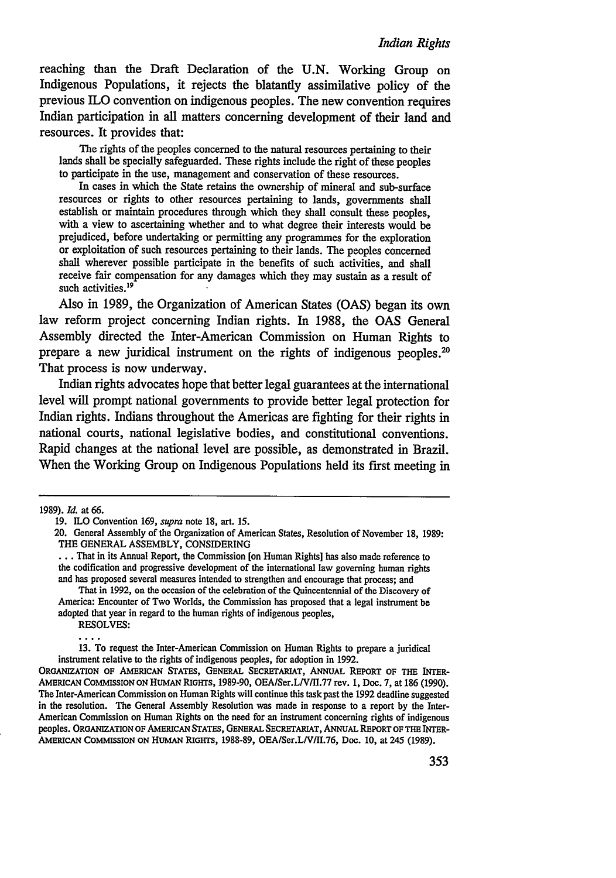reaching than the Draft Declaration of the U.N. Working Group on Indigenous Populations, it rejects the blatantly assimilative policy of the previous ILO convention on indigenous peoples. The new convention requires Indian participation in all matters concerning development of their land and resources. It provides that:

> The rights of the peoples concerned to the natural resources pertaining to their lands shall be specially safeguarded. These rights include the right of these peoples to participate in the use, management and conservation of these resources.
>
> In cases in which the State retains the ownership of mineral and sub-surface resources or rights to other resources pertaining to lands, governments shall establish or maintain procedures through which they shall consult these peoples, with a view to ascertaining whether and to what degree their interests would be prejudiced, before undertaking or permitting any programmes for the exploration or exploitation of such resources pertaining to their lands. The peoples concerned shall wherever possible participate in the benefits of such activities, and shall receive fair compensation for any damages which they may sustain as a result of such activities.[19]

Also in 1989, the Organization of American States (OAS) began its own law reform project concerning Indian rights. In 1988, the OAS General Assembly directed the Inter-American Commission on Human Rights to prepare a new juridical instrument on the rights of indigenous peoples.[20] That process is now underway.

Indian rights advocates hope that better legal guarantees at the international level will prompt national governments to provide better legal protection for Indian rights. Indians throughout the Americas are fighting for their rights in national courts, national legislative bodies, and constitutional conventions. Rapid changes at the national level are possible, as demonstrated in Brazil. When the Working Group on Indigenous Populations held its first meeting in

---

1989). *Id.* at 66.

19. ILO Convention 169, *supra* note 18, art. 15.

20. General Assembly of the Organization of American States, Resolution of November 18, 1989: THE GENERAL ASSEMBLY, CONSIDERING

> ... That in its Annual Report, the Commission [on Human Rights] has also made reference to the codification and progressive development of the international law governing human rights and has proposed several measures intended to strengthen and encourage that process; and
>
> That in 1992, on the occasion of the celebration of the Quincentennial of the Discovery of America: Encounter of Two Worlds, the Commission has proposed that a legal instrument be adopted that year in regard to the human rights of indigenous peoples,
>
> RESOLVES:
>
> ....
>
> 13. To request the Inter-American Commission on Human Rights to prepare a juridical instrument relative to the rights of indigenous peoples, for adoption in 1992.

ORGANIZATION OF AMERICAN STATES, GENERAL SECRETARIAT, ANNUAL REPORT OF THE INTER-AMERICAN COMMISSION ON HUMAN RIGHTS, 1989-90, OEA/Ser.L/V/II.77 rev. 1, Doc. 7, at 186 (1990). The Inter-American Commission on Human Rights will continue this task past the 1992 deadline suggested in the resolution. The General Assembly Resolution was made in response to a report by the Inter-American Commission on Human Rights on the need for an instrument concerning rights of indigenous peoples. ORGANIZATION OF AMERICAN STATES, GENERAL SECRETARIAT, ANNUAL REPORT OF THE INTER-AMERICAN COMMISSION ON HUMAN RIGHTS, 1988-89, OEA/Ser.L/V/II.76, Doc. 10, at 245 (1989).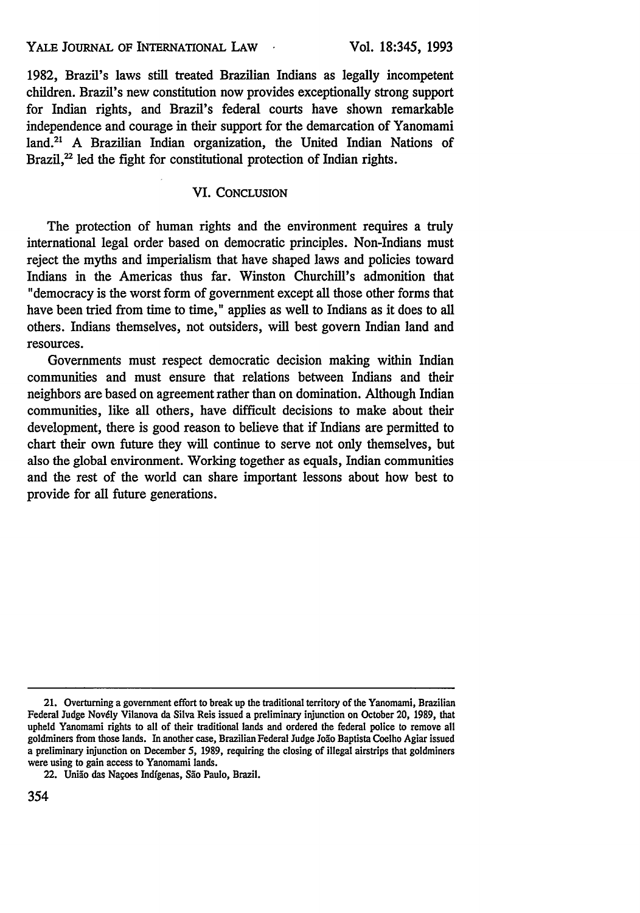1982, Brazil's laws still treated Brazilian Indians as legally incompetent children. Brazil's new constitution now provides exceptionally strong support for Indian rights, and Brazil's federal courts have shown remarkable independence and courage in their support for the demarcation of Yanomami land.[21] A Brazilian Indian organization, the United Indian Nations of Brazil,[22] led the fight for constitutional protection of Indian rights.

## VI. CONCLUSION

The protection of human rights and the environment requires a truly international legal order based on democratic principles. Non-Indians must reject the myths and imperialism that have shaped laws and policies toward Indians in the Americas thus far. Winston Churchill's admonition that "democracy is the worst form of government except all those other forms that have been tried from time to time," applies as well to Indians as it does to all others. Indians themselves, not outsiders, will best govern Indian land and resources.

Governments must respect democratic decision making within Indian communities and must ensure that relations between Indians and their neighbors are based on agreement rather than on domination. Although Indian communities, like all others, have difficult decisions to make about their development, there is good reason to believe that if Indians are permitted to chart their own future they will continue to serve not only themselves, but also the global environment. Working together as equals, Indian communities and the rest of the world can share important lessons about how best to provide for all future generations.

---

21. Overturning a government effort to break up the traditional territory of the Yanomami, Brazilian Federal Judge Novély Vilanova da Silva Reis issued a preliminary injunction on October 20, 1989, that upheld Yanomami rights to all of their traditional lands and ordered the federal police to remove all goldminers from those lands. In another case, Brazilian Federal Judge João Baptista Coelho Agiar issued a preliminary injunction on December 5, 1989, requiring the closing of illegal airstrips that goldminers were using to gain access to Yanomami lands.

22. União das Naçoes Indígenas, São Paulo, Brazil.